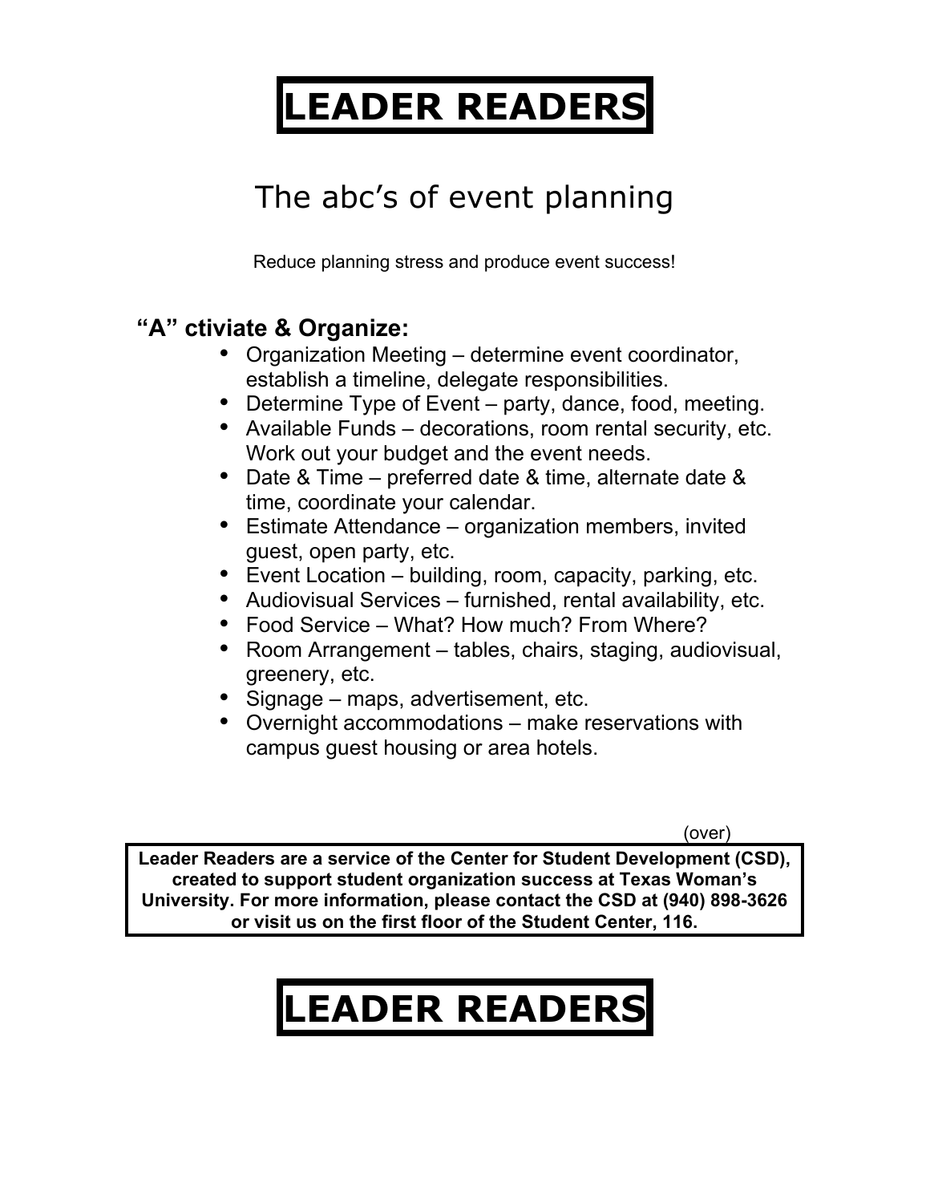# LEADER READERS

## The abc's of event planning

Reduce planning stress and produce event success!

### "A" ctiviate & Organize:

- Organization Meeting – determine event coordinator, establish a timeline, delegate responsibilities.
- Determine Type of Event – party, dance, food, meeting.
- Available Funds – decorations, room rental security, etc. Work out your budget and the event needs.
- Date & Time – preferred date & time, alternate date & time, coordinate your calendar.
- Estimate Attendance – organization members, invited guest, open party, etc.
- Event Location – building, room, capacity, parking, etc.
- Audiovisual Services – furnished, rental availability, etc.
- Food Service – What? How much? From Where?
- Room Arrangement – tables, chairs, staging, audiovisual, greenery, etc.
- Signage – maps, advertisement, etc.
- Overnight accommodations – make reservations with campus guest housing or area hotels.

(over)

**Leader Readers are a service of the Center for Student Development (CSD), created to support student organization success at Texas Woman's University. For more information, please contact the CSD at (940) 898-3626 or visit us on the first floor of the Student Center, 116.**

# LEADER READERS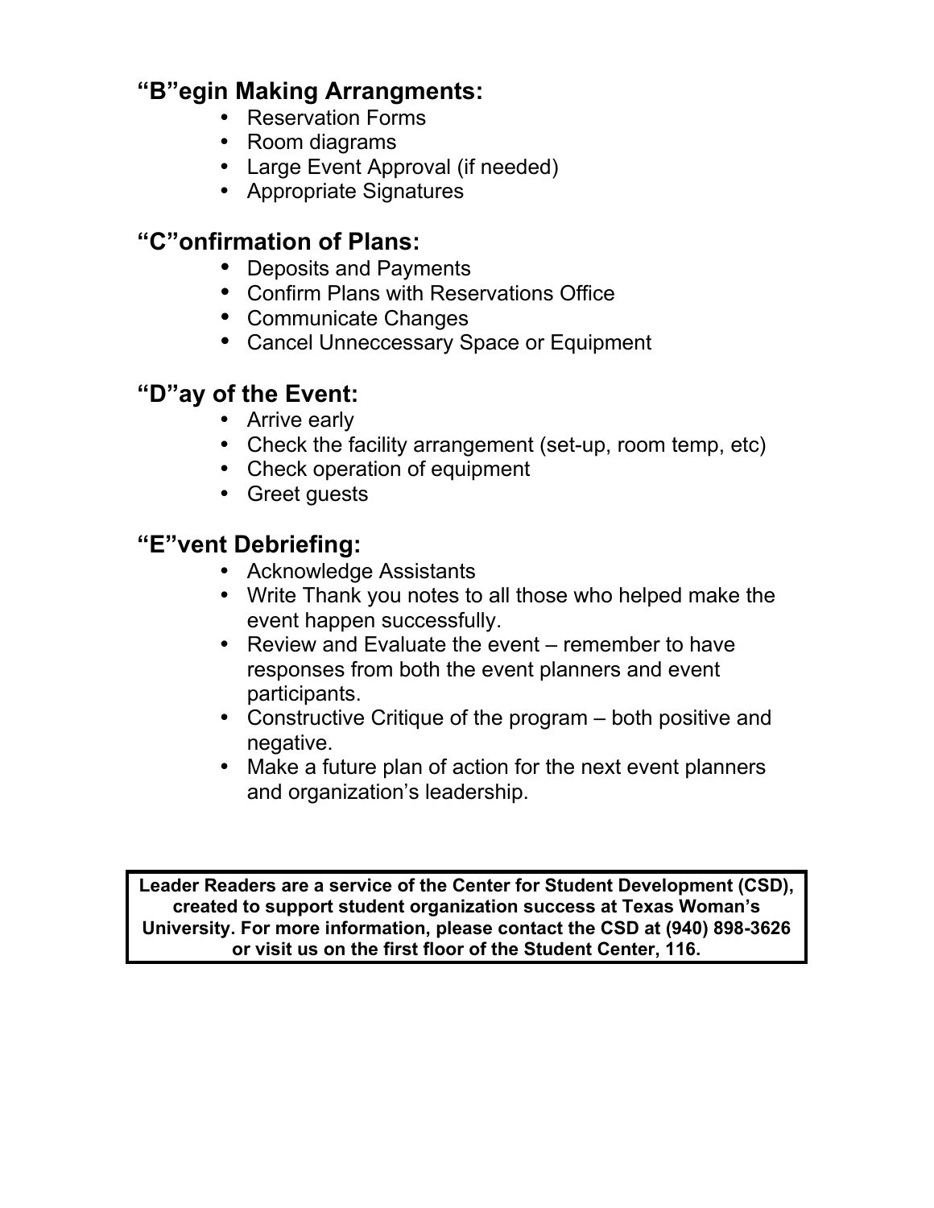## "B"egin Making Arrangments:

- Reservation Forms
- Room diagrams
- Large Event Approval (if needed)
- Appropriate Signatures

## "C"onfirmation of Plans:

- Deposits and Payments
- Confirm Plans with Reservations Office
- Communicate Changes
- Cancel Unneccessary Space or Equipment

## "D"ay of the Event:

- Arrive early
- Check the facility arrangement (set-up, room temp, etc)
- Check operation of equipment
- Greet guests

## "E"vent Debriefing:

- Acknowledge Assistants
- Write Thank you notes to all those who helped make the event happen successfully.
- Review and Evaluate the event – remember to have responses from both the event planners and event participants.
- Constructive Critique of the program – both positive and negative.
- Make a future plan of action for the next event planners and organization's leadership.

**Leader Readers are a service of the Center for Student Development (CSD), created to support student organization success at Texas Woman's University. For more information, please contact the CSD at (940) 898-3626 or visit us on the first floor of the Student Center, 116.**